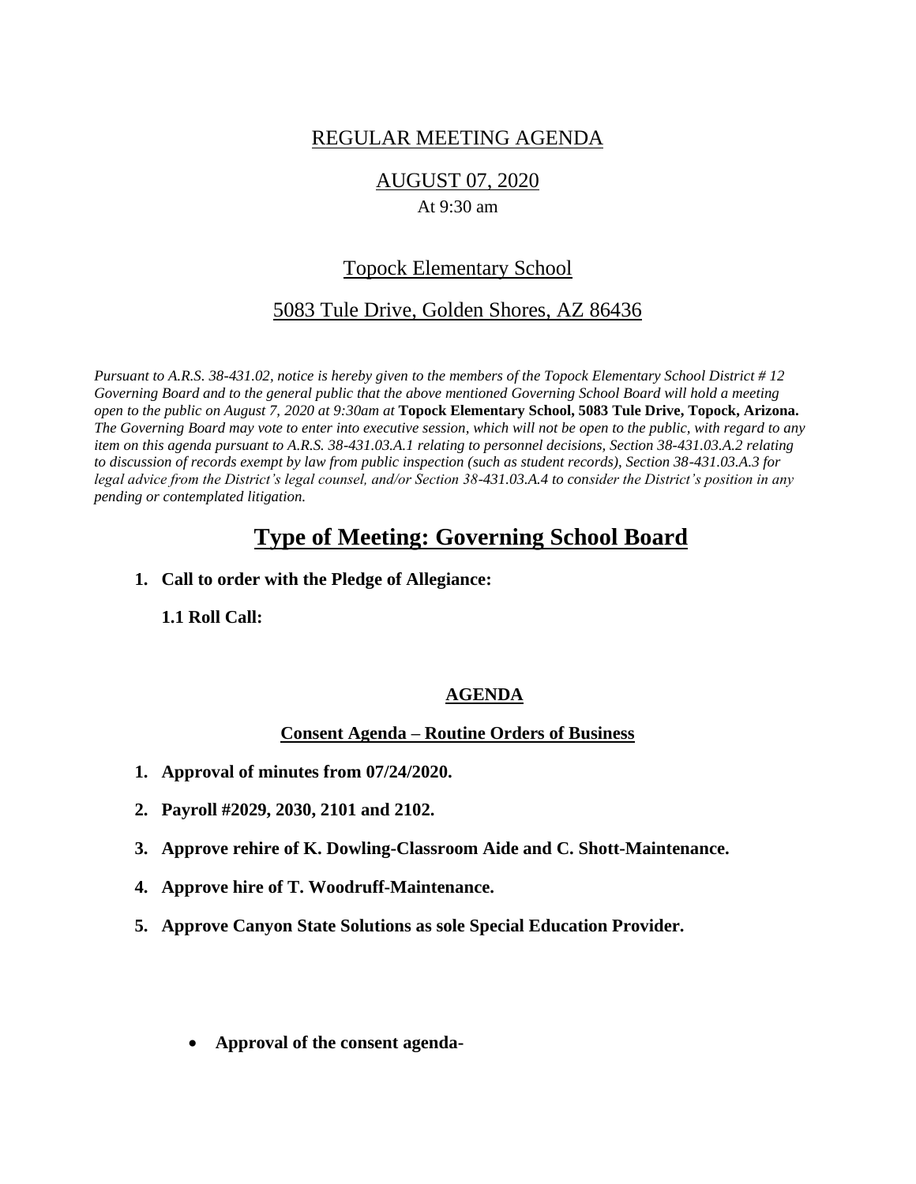# REGULAR MEETING AGENDA

## AUGUST 07, 2020

At 9:30 am

## Topock Elementary School

## 5083 Tule Drive, Golden Shores, AZ 86436

*Pursuant to A.R.S. 38-431.02, notice is hereby given to the members of the Topock Elementary School District # 12 Governing Board and to the general public that the above mentioned Governing School Board will hold a meeting open to the public on August 7, 2020 at 9:30am at* ***Topock Elementary School, 5083 Tule Drive, Topock, Arizona.*** *The Governing Board may vote to enter into executive session, which will not be open to the public, with regard to any item on this agenda pursuant to A.R.S. 38-431.03.A.1 relating to personnel decisions, Section 38-431.03.A.2 relating to discussion of records exempt by law from public inspection (such as student records), Section 38-431.03.A.3 for legal advice from the District's legal counsel, and/or Section 38-431.03.A.4 to consider the District's position in any pending or contemplated litigation.*

# Type of Meeting: Governing School Board

1. **Call to order with the Pledge of Allegiance:**

   **1.1 Roll Call:**

### AGENDA

### Consent Agenda – Routine Orders of Business

1. **Approval of minutes from 07/24/2020.**
2. **Payroll #2029, 2030, 2101 and 2102.**
3. **Approve rehire of K. Dowling-Classroom Aide and C. Shott-Maintenance.**
4. **Approve hire of T. Woodruff-Maintenance.**
5. **Approve Canyon State Solutions as sole Special Education Provider.**

- **Approval of the consent agenda-**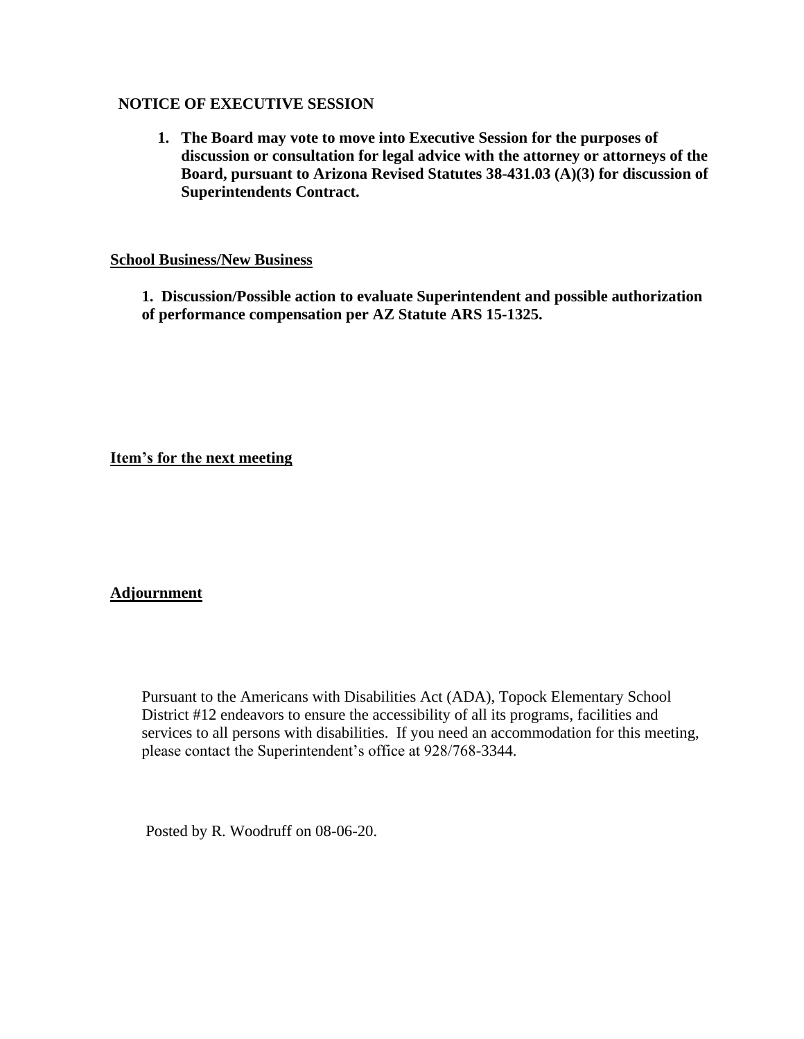**NOTICE OF EXECUTIVE SESSION**

1. **The Board may vote to move into Executive Session for the purposes of discussion or consultation for legal advice with the attorney or attorneys of the Board, pursuant to Arizona Revised Statutes 38-431.03 (A)(3) for discussion of Superintendents Contract.**

**School Business/New Business**

**1. Discussion/Possible action to evaluate Superintendent and possible authorization of performance compensation per AZ Statute ARS 15-1325.**

**Item's for the next meeting**

**Adjournment**

Pursuant to the Americans with Disabilities Act (ADA), Topock Elementary School District #12 endeavors to ensure the accessibility of all its programs, facilities and services to all persons with disabilities. If you need an accommodation for this meeting, please contact the Superintendent's office at 928/768-3344.

Posted by R. Woodruff on 08-06-20.